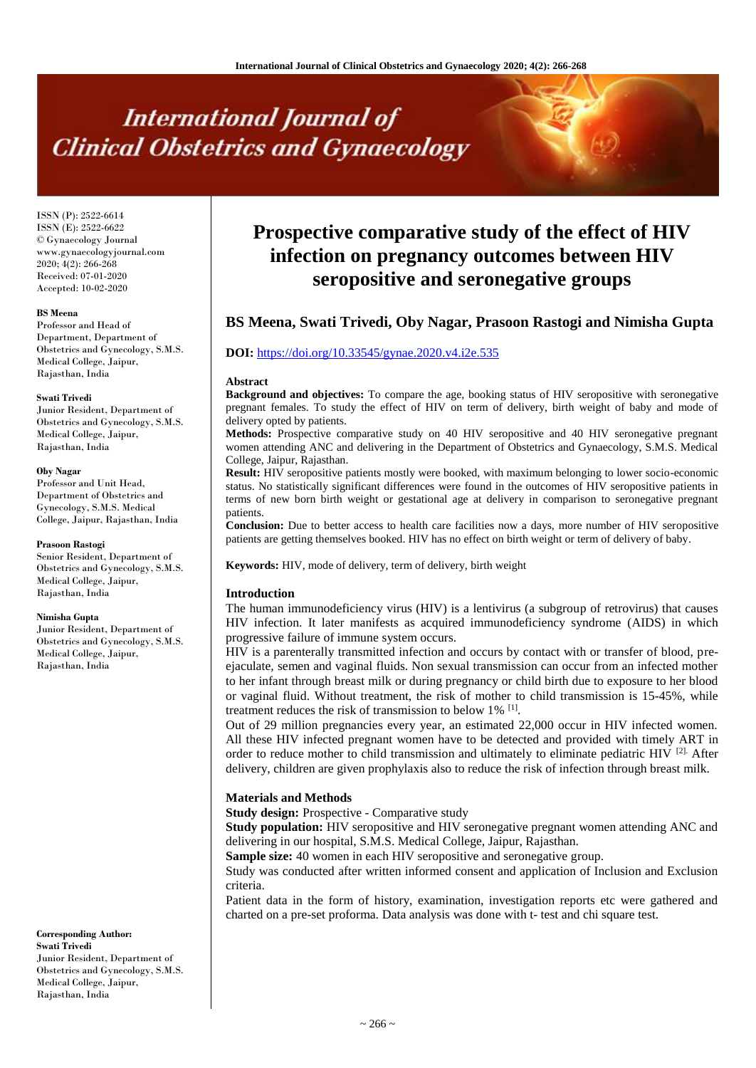# International Journal of Clinical Obstetrics and Gynaecology

ISSN (P): 2522-6614
ISSN (E): 2522-6622
© Gynaecology Journal
www.gynaecologyjournal.com
2020; 4(2): 266-268
Received: 07-01-2020
Accepted: 10-02-2020

**BS Meena**
Professor and Head of Department, Department of Obstetrics and Gynecology, S.M.S. Medical College, Jaipur, Rajasthan, India

**Swati Trivedi**
Junior Resident, Department of Obstetrics and Gynecology, S.M.S. Medical College, Jaipur, Rajasthan, India

**Oby Nagar**
Professor and Unit Head, Department of Obstetrics and Gynecology, S.M.S. Medical College, Jaipur, Rajasthan, India

**Prasoon Rastogi**
Senior Resident, Department of Obstetrics and Gynecology, S.M.S. Medical College, Jaipur, Rajasthan, India

**Nimisha Gupta**
Junior Resident, Department of Obstetrics and Gynecology, S.M.S. Medical College, Jaipur, Rajasthan, India

**Corresponding Author:**
**Swati Trivedi**
Junior Resident, Department of Obstetrics and Gynecology, S.M.S. Medical College, Jaipur, Rajasthan, India

# Prospective comparative study of the effect of HIV infection on pregnancy outcomes between HIV seropositive and seronegative groups

**BS Meena, Swati Trivedi, Oby Nagar, Prasoon Rastogi and Nimisha Gupta**

**DOI:** https://doi.org/10.33545/gynae.2020.v4.i2e.535

## Abstract

**Background and objectives:** To compare the age, booking status of HIV seropositive with seronegative pregnant females. To study the effect of HIV on term of delivery, birth weight of baby and mode of delivery opted by patients.

**Methods:** Prospective comparative study on 40 HIV seropositive and 40 HIV seronegative pregnant women attending ANC and delivering in the Department of Obstetrics and Gynaecology, S.M.S. Medical College, Jaipur, Rajasthan.

**Result:** HIV seropositive patients mostly were booked, with maximum belonging to lower socio-economic status. No statistically significant differences were found in the outcomes of HIV seropositive patients in terms of new born birth weight or gestational age at delivery in comparison to seronegative pregnant patients.

**Conclusion:** Due to better access to health care facilities now a days, more number of HIV seropositive patients are getting themselves booked. HIV has no effect on birth weight or term of delivery of baby.

**Keywords:** HIV, mode of delivery, term of delivery, birth weight

## Introduction

The human immunodeficiency virus (HIV) is a lentivirus (a subgroup of retrovirus) that causes HIV infection. It later manifests as acquired immunodeficiency syndrome (AIDS) in which progressive failure of immune system occurs.

HIV is a parenterally transmitted infection and occurs by contact with or transfer of blood, pre-ejaculate, semen and vaginal fluids. Non sexual transmission can occur from an infected mother to her infant through breast milk or during pregnancy or child birth due to exposure to her blood or vaginal fluid. Without treatment, the risk of mother to child transmission is 15-45%, while treatment reduces the risk of transmission to below 1% [1].

Out of 29 million pregnancies every year, an estimated 22,000 occur in HIV infected women. All these HIV infected pregnant women have to be detected and provided with timely ART in order to reduce mother to child transmission and ultimately to eliminate pediatric HIV [2]. After delivery, children are given prophylaxis also to reduce the risk of infection through breast milk.

## Materials and Methods

**Study design:** Prospective - Comparative study

**Study population:** HIV seropositive and HIV seronegative pregnant women attending ANC and delivering in our hospital, S.M.S. Medical College, Jaipur, Rajasthan.

**Sample size:** 40 women in each HIV seropositive and seronegative group.

Study was conducted after written informed consent and application of Inclusion and Exclusion criteria.

Patient data in the form of history, examination, investigation reports etc were gathered and charted on a pre-set proforma. Data analysis was done with t- test and chi square test.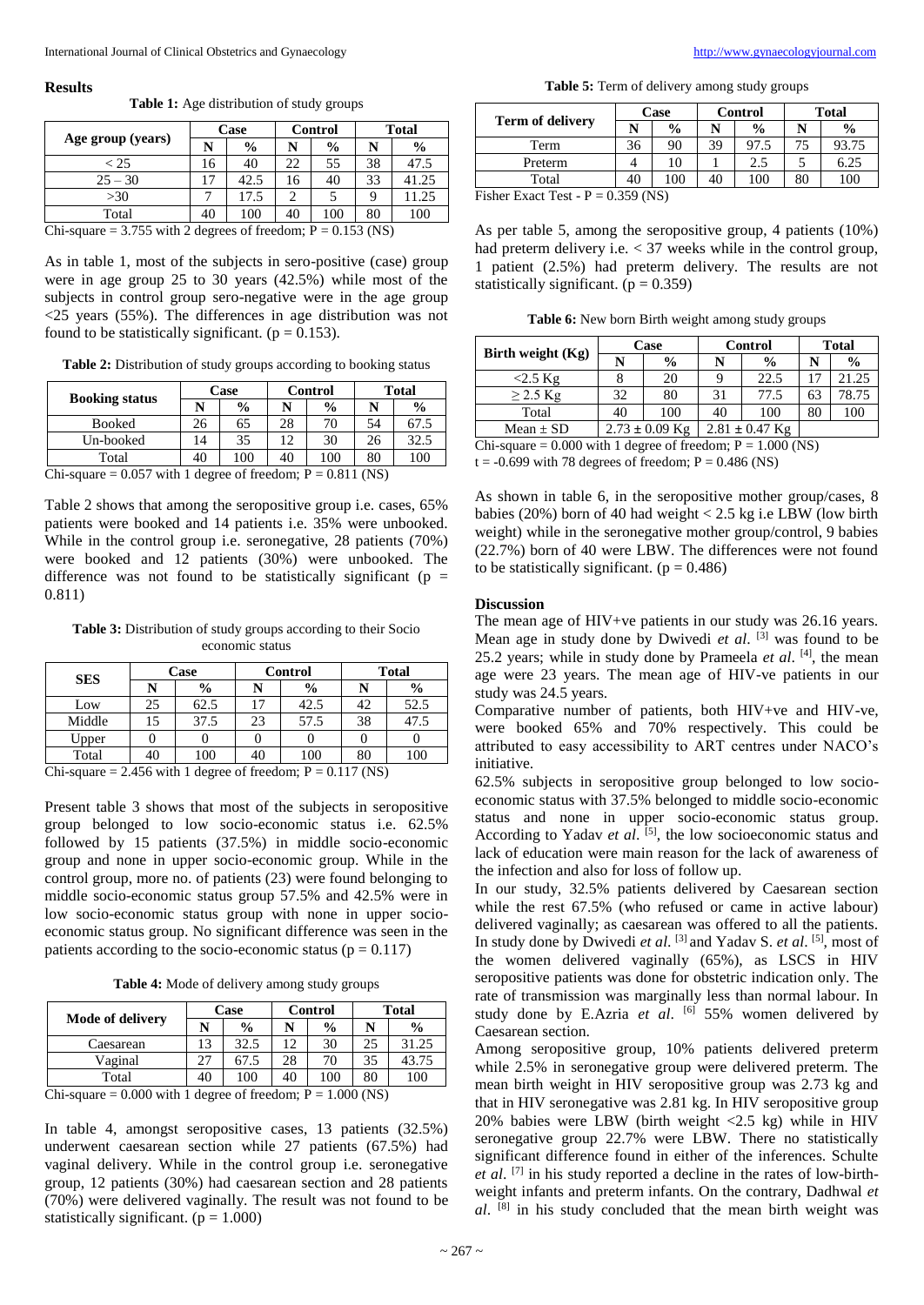## Results

**Table 1:** Age distribution of study groups

| Age group (years) | Case | | Control | | Total | |
|---|---|---|---|---|---|---|
| | N | % | N | % | N | % |
| < 25 | 16 | 40 | 22 | 55 | 38 | 47.5 |
| 25 – 30 | 17 | 42.5 | 16 | 40 | 33 | 41.25 |
| >30 | 7 | 17.5 | 2 | 5 | 9 | 11.25 |
| Total | 40 | 100 | 40 | 100 | 80 | 100 |

Chi-square = 3.755 with 2 degrees of freedom; P = 0.153 (NS)

As in table 1, most of the subjects in sero-positive (case) group were in age group 25 to 30 years (42.5%) while most of the subjects in control group sero-negative were in the age group <25 years (55%). The differences in age distribution was not found to be statistically significant. (p = 0.153).

**Table 2:** Distribution of study groups according to booking status

| Booking status | Case | | Control | | Total | |
|---|---|---|---|---|---|---|
| | N | % | N | % | N | % |
| Booked | 26 | 65 | 28 | 70 | 54 | 67.5 |
| Un-booked | 14 | 35 | 12 | 30 | 26 | 32.5 |
| Total | 40 | 100 | 40 | 100 | 80 | 100 |

Chi-square = 0.057 with 1 degree of freedom; P = 0.811 (NS)

Table 2 shows that among the seropositive group i.e. cases, 65% patients were booked and 14 patients i.e. 35% were unbooked. While in the control group i.e. seronegative, 28 patients (70%) were booked and 12 patients (30%) were unbooked. The difference was not found to be statistically significant (p = 0.811)

**Table 3:** Distribution of study groups according to their Socio economic status

| SES | Case | | Control | | Total | |
|---|---|---|---|---|---|---|
| | N | % | N | % | N | % |
| Low | 25 | 62.5 | 17 | 42.5 | 42 | 52.5 |
| Middle | 15 | 37.5 | 23 | 57.5 | 38 | 47.5 |
| Upper | 0 | 0 | 0 | 0 | 0 | 0 |
| Total | 40 | 100 | 40 | 100 | 80 | 100 |

Chi-square = 2.456 with 1 degree of freedom; P = 0.117 (NS)

Present table 3 shows that most of the subjects in seropositive group belonged to low socio-economic status i.e. 62.5% followed by 15 patients (37.5%) in middle socio-economic group and none in upper socio-economic group. While in the control group, more no. of patients (23) were found belonging to middle socio-economic status group 57.5% and 42.5% were in low socio-economic status group with none in upper socio-economic status group. No significant difference was seen in the patients according to the socio-economic status (p = 0.117)

**Table 4:** Mode of delivery among study groups

| Mode of delivery | Case | | Control | | Total | |
|---|---|---|---|---|---|---|
| | N | % | N | % | N | % |
| Caesarean | 13 | 32.5 | 12 | 30 | 25 | 31.25 |
| Vaginal | 27 | 67.5 | 28 | 70 | 35 | 43.75 |
| Total | 40 | 100 | 40 | 100 | 80 | 100 |

Chi-square = 0.000 with 1 degree of freedom; P = 1.000 (NS)

In table 4, amongst seropositive cases, 13 patients (32.5%) underwent caesarean section while 27 patients (67.5%) had vaginal delivery. While in the control group i.e. seronegative group, 12 patients (30%) had caesarean section and 28 patients (70%) were delivered vaginally. The result was not found to be statistically significant. (p = 1.000)

**Table 5:** Term of delivery among study groups

| Term of delivery | Case | | Control | | Total | |
|---|---|---|---|---|---|---|
| | N | % | N | % | N | % |
| Term | 36 | 90 | 39 | 97.5 | 75 | 93.75 |
| Preterm | 4 | 10 | 1 | 2.5 | 5 | 6.25 |
| Total | 40 | 100 | 40 | 100 | 80 | 100 |

Fisher Exact Test - P = 0.359 (NS)

As per table 5, among the seropositive group, 4 patients (10%) had preterm delivery i.e. < 37 weeks while in the control group, 1 patient (2.5%) had preterm delivery. The results are not statistically significant. (p = 0.359)

**Table 6:** New born Birth weight among study groups

| Birth weight (Kg) | Case | | Control | | Total | |
|---|---|---|---|---|---|---|
| | N | % | N | % | N | % |
| <2.5 Kg | 8 | 20 | 9 | 22.5 | 17 | 21.25 |
| ≥ 2.5 Kg | 32 | 80 | 31 | 77.5 | 63 | 78.75 |
| Total | 40 | 100 | 40 | 100 | 80 | 100 |
| Mean ± SD | 2.73 ± 0.09 Kg | | 2.81 ± 0.47 Kg | | | |

Chi-square = 0.000 with 1 degree of freedom; P = 1.000 (NS)
t = -0.699 with 78 degrees of freedom; P = 0.486 (NS)

As shown in table 6, in the seropositive mother group/cases, 8 babies (20%) born of 40 had weight < 2.5 kg i.e LBW (low birth weight) while in the seronegative mother group/control, 9 babies (22.7%) born of 40 were LBW. The differences were not found to be statistically significant. (p = 0.486)

## Discussion

The mean age of HIV+ve patients in our study was 26.16 years. Mean age in study done by Dwivedi *et al.* [3] was found to be 25.2 years; while in study done by Prameela *et al*. [4], the mean age were 23 years. The mean age of HIV-ve patients in our study was 24.5 years.

Comparative number of patients, both HIV+ve and HIV-ve, were booked 65% and 70% respectively. This could be attributed to easy accessibility to ART centres under NACO's initiative.

62.5% subjects in seropositive group belonged to low socio-economic status with 37.5% belonged to middle socio-economic status and none in upper socio-economic status group. According to Yadav *et al.* [5], the low socioeconomic status and lack of education were main reason for the lack of awareness of the infection and also for loss of follow up.

In our study, 32.5% patients delivered by Caesarean section while the rest 67.5% (who refused or came in active labour) delivered vaginally; as caesarean was offered to all the patients. In study done by Dwivedi *et al.* [3] and Yadav S. *et al.* [5], most of the women delivered vaginally (65%), as LSCS in HIV seropositive patients was done for obstetric indication only. The rate of transmission was marginally less than normal labour. In study done by E.Azria *et al.* [6] 55% women delivered by Caesarean section.

Among seropositive group, 10% patients delivered preterm while 2.5% in seronegative group were delivered preterm. The mean birth weight in HIV seropositive group was 2.73 kg and that in HIV seronegative was 2.81 kg. In HIV seropositive group 20% babies were LBW (birth weight <2.5 kg) while in HIV seronegative group 22.7% were LBW. There no statistically significant difference found in either of the inferences. Schulte *et al.* [7] in his study reported a decline in the rates of low-birth-weight infants and preterm infants. On the contrary, Dadhwal *et al.* [8] in his study concluded that the mean birth weight was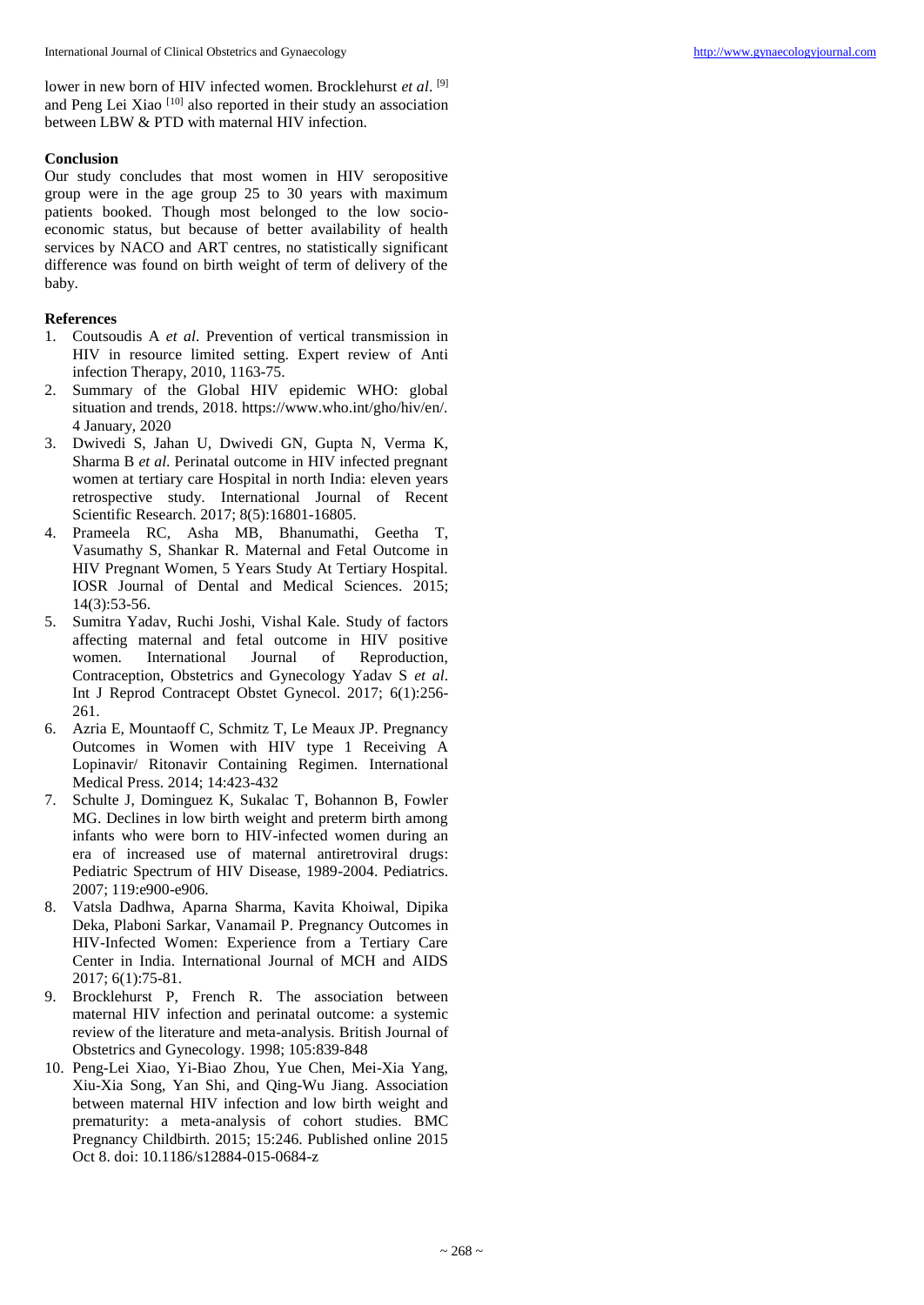lower in new born of HIV infected women. Brocklehurst *et al*. [9] and Peng Lei Xiao [10] also reported in their study an association between LBW & PTD with maternal HIV infection.

## Conclusion

Our study concludes that most women in HIV seropositive group were in the age group 25 to 30 years with maximum patients booked. Though most belonged to the low socio-economic status, but because of better availability of health services by NACO and ART centres, no statistically significant difference was found on birth weight of term of delivery of the baby.

## References

1. Coutsoudis A *et al*. Prevention of vertical transmission in HIV in resource limited setting. Expert review of Anti infection Therapy, 2010, 1163-75.
2. Summary of the Global HIV epidemic WHO: global situation and trends, 2018. https://www.who.int/gho/hiv/en/. 4 January, 2020
3. Dwivedi S, Jahan U, Dwivedi GN, Gupta N, Verma K, Sharma B *et al*. Perinatal outcome in HIV infected pregnant women at tertiary care Hospital in north India: eleven years retrospective study. International Journal of Recent Scientific Research. 2017; 8(5):16801-16805.
4. Prameela RC, Asha MB, Bhanumathi, Geetha T, Vasumathy S, Shankar R. Maternal and Fetal Outcome in HIV Pregnant Women, 5 Years Study At Tertiary Hospital. IOSR Journal of Dental and Medical Sciences. 2015; 14(3):53-56.
5. Sumitra Yadav, Ruchi Joshi, Vishal Kale. Study of factors affecting maternal and fetal outcome in HIV positive women. International Journal of Reproduction, Contraception, Obstetrics and Gynecology Yadav S *et al*. Int J Reprod Contracept Obstet Gynecol. 2017; 6(1):256-261.
6. Azria E, Mountaoff C, Schmitz T, Le Meaux JP. Pregnancy Outcomes in Women with HIV type 1 Receiving A Lopinavir/ Ritonavir Containing Regimen. International Medical Press. 2014; 14:423-432
7. Schulte J, Dominguez K, Sukalac T, Bohannon B, Fowler MG. Declines in low birth weight and preterm birth among infants who were born to HIV-infected women during an era of increased use of maternal antiretroviral drugs: Pediatric Spectrum of HIV Disease, 1989-2004. Pediatrics. 2007; 119:e900-e906.
8. Vatsla Dadhwa, Aparna Sharma, Kavita Khoiwal, Dipika Deka, Plaboni Sarkar, Vanamail P. Pregnancy Outcomes in HIV-Infected Women: Experience from a Tertiary Care Center in India. International Journal of MCH and AIDS 2017; 6(1):75-81.
9. Brocklehurst P, French R. The association between maternal HIV infection and perinatal outcome: a systemic review of the literature and meta-analysis. British Journal of Obstetrics and Gynecology. 1998; 105:839-848
10. Peng-Lei Xiao, Yi-Biao Zhou, Yue Chen, Mei-Xia Yang, Xiu-Xia Song, Yan Shi, and Qing-Wu Jiang. Association between maternal HIV infection and low birth weight and prematurity: a meta-analysis of cohort studies. BMC Pregnancy Childbirth. 2015; 15:246. Published online 2015 Oct 8. doi: 10.1186/s12884-015-0684-z